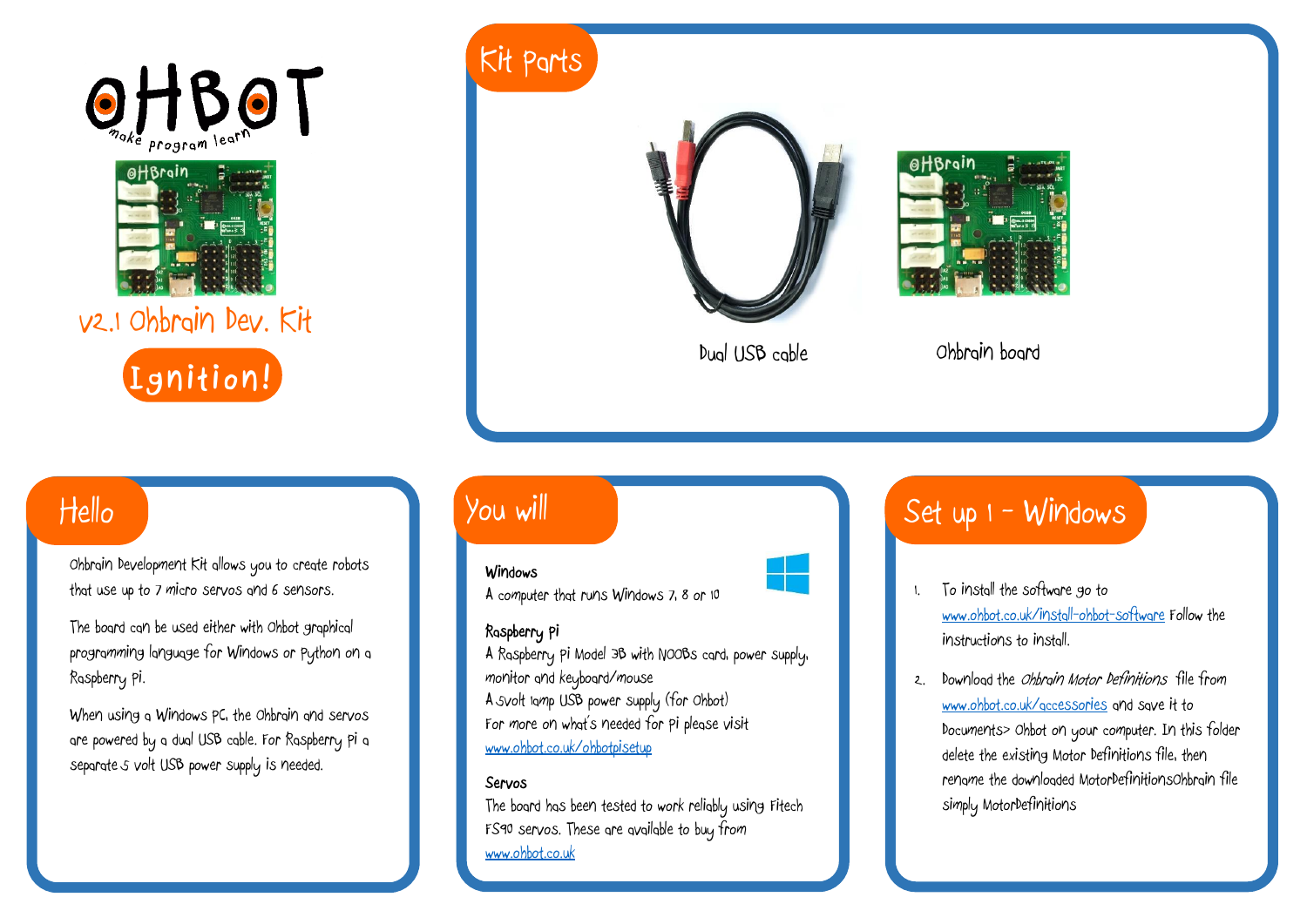# OHBOT

make program learn

v2.1 Ohbrain Dev. Kit

**Ignition!**

## Kit parts

Dual USB cable

Ohbrain board

## Hello

Ohbrain Development Kit allows you to create robots that use up to 7 micro servos and 6 sensors.

The board can be used either with Ohbot graphical programming language for Windows or Python on a Raspberry Pi.

When using a Windows PC, the Ohbrain and servos are powered by a dual USB cable. For Raspberry Pi a separate 5 volt USB power supply is needed.

## You will

**Windows**
A computer that runs Windows 7, 8 or 10

**Raspberry Pi**
A Raspberry Pi Model 3B with NOOBs card, power supply, monitor and keyboard/mouse
A 5volt 1amp USB power supply (for Ohbot)
For more on what's needed for pi please visit
www.ohbot.co.uk/ohbotpisetup

**Servos**
The board has been tested to work reliably using Fitech FS90 servos. These are available to buy from
www.ohbot.co.uk

## Set up 1 - Windows

1. To install the software go to www.ohbot.co.uk/install-ohbot-software Follow the instructions to install.
2. Download the *Ohbrain Motor Definitions* file from www.ohbot.co.uk/accessories and save it to Documents> Ohbot on your computer. In this folder delete the existing Motor Definitions file, then rename the downloaded MotorDefinitionsOhbrain file simply MotorDefinitions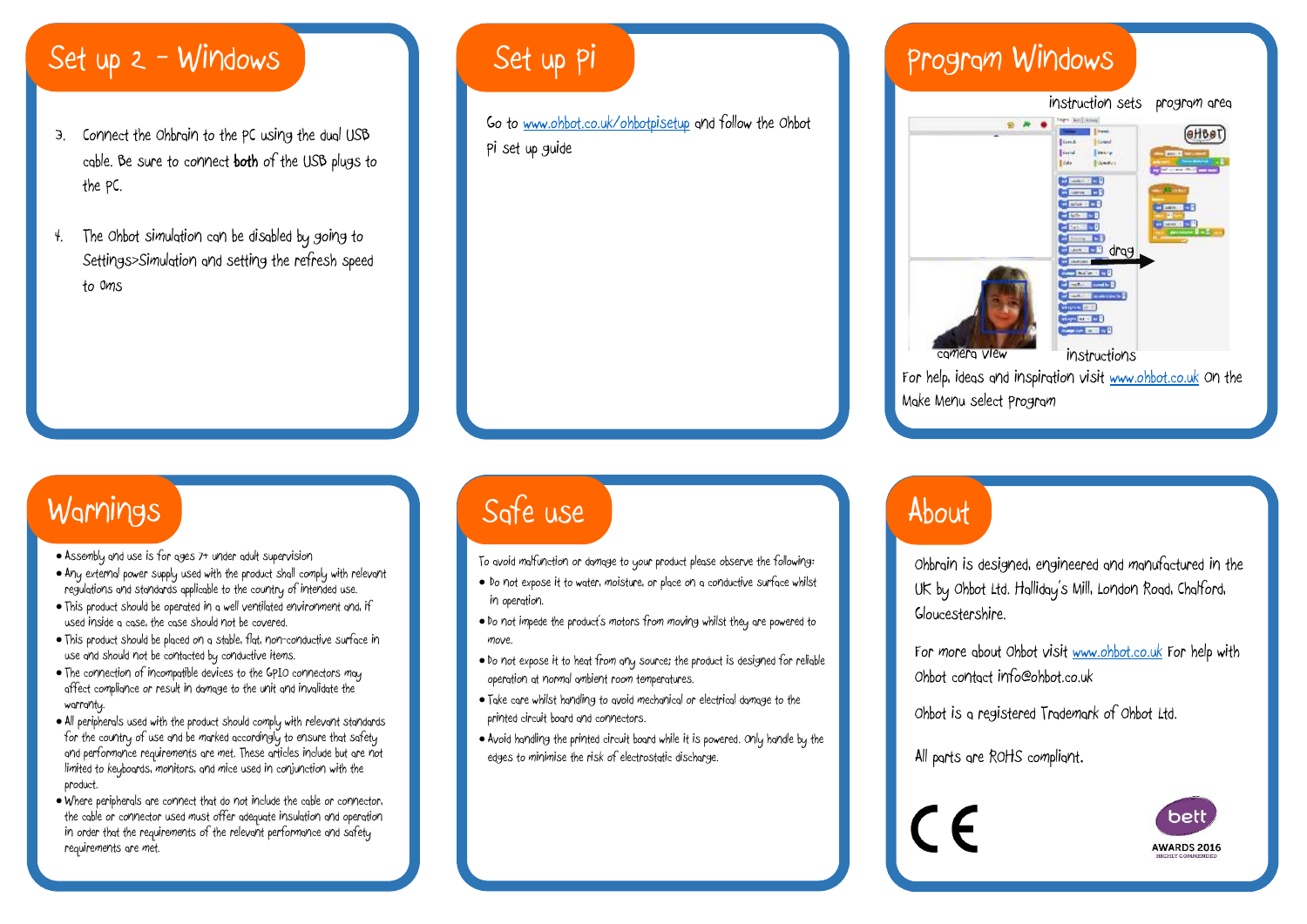## Set up 2 - Windows

3. Connect the Ohbrain to the PC using the dual USB cable. Be sure to connect **both** of the USB plugs to the PC.

4. The Ohbot simulation can be disabled by going to Settings>Simulation and setting the refresh speed to 0ms

## Set up pi

Go to www.ohbot.co.uk/ohbotpisetup and follow the Ohbot pi set up guide

## Program Windows

instruction sets

program area

drag

camera view

instructions

For help, ideas and inspiration visit www.ohbot.co.uk on the Make Menu select Program

## Warnings

- Assembly and use is for ages 7+ under adult supervision
- Any external power supply used with the product shall comply with relevant regulations and standards applicable to the country of intended use.
- This product should be operated in a well ventilated environment and, if used inside a case, the case should not be covered.
- This product should be placed on a stable, flat, non-conductive surface in use and should not be contacted by conductive items.
- The connection of incompatible devices to the GPIO connectors may affect compliance or result in damage to the unit and invalidate the warranty.
- All peripherals used with the product should comply with relevant standards for the country of use and be marked accordingly to ensure that safety and performance requirements are met. These articles include but are not limited to keyboards, monitors, and mice used in conjunction with the product.
- Where peripherals are connect that do not include the cable or connector, the cable or connector used must offer adequate insulation and operation in order that the requirements of the relevant performance and safety requirements are met.

## Safe use

To avoid malfunction or damage to your product please observe the following:

- Do not expose it to water, moisture, or place on a conductive surface whilst in operation.
- Do not impede the product's motors from moving whilst they are powered to move.
- Do not expose it to heat from any source; the product is designed for reliable operation at normal ambient room temperatures.
- Take care whilst handling to avoid mechanical or electrical damage to the printed circuit board and connectors.
- Avoid handling the printed circuit board while it is powered. Only handle by the edges to minimise the risk of electrostatic discharge.

## About

Ohbrain is designed, engineered and manufactured in the UK by Ohbot Ltd. Halliday's Mill, London Road, Chalford, Gloucestershire.

For more about Ohbot visit www.ohbot.co.uk For help with Ohbot contact info@ohbot.co.uk

Ohbot is a registered Trademark of Ohbot Ltd.

All parts are ROHS compliant.

CE

bett AWARDS 2016 HIGHLY COMMENDED